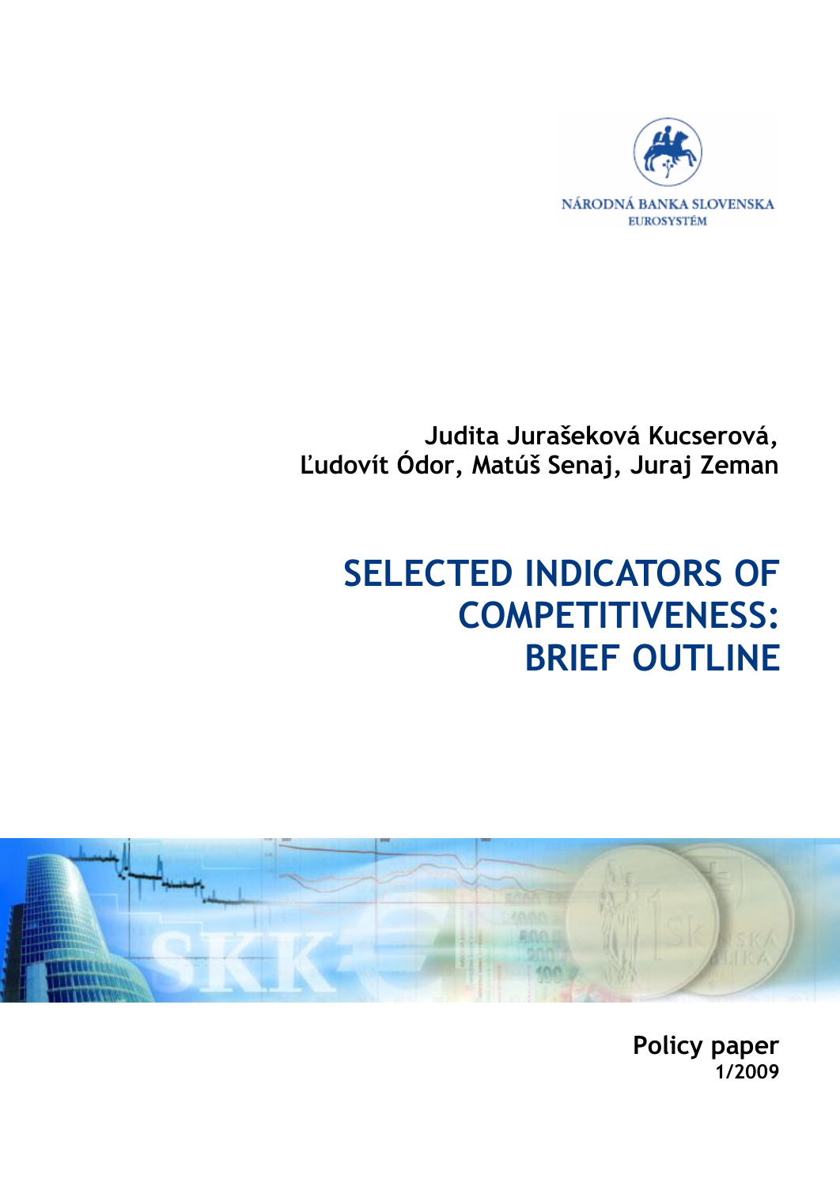NÁRODNÁ BANKA SLOVENSKA
EUROSYSTÉM

**Judita Jurašeková Kucserová, Ľudovít Ódor, Matúš Senaj, Juraj Zeman**

# SELECTED INDICATORS OF COMPETITIVENESS: BRIEF OUTLINE

**Policy paper**
**1/2009**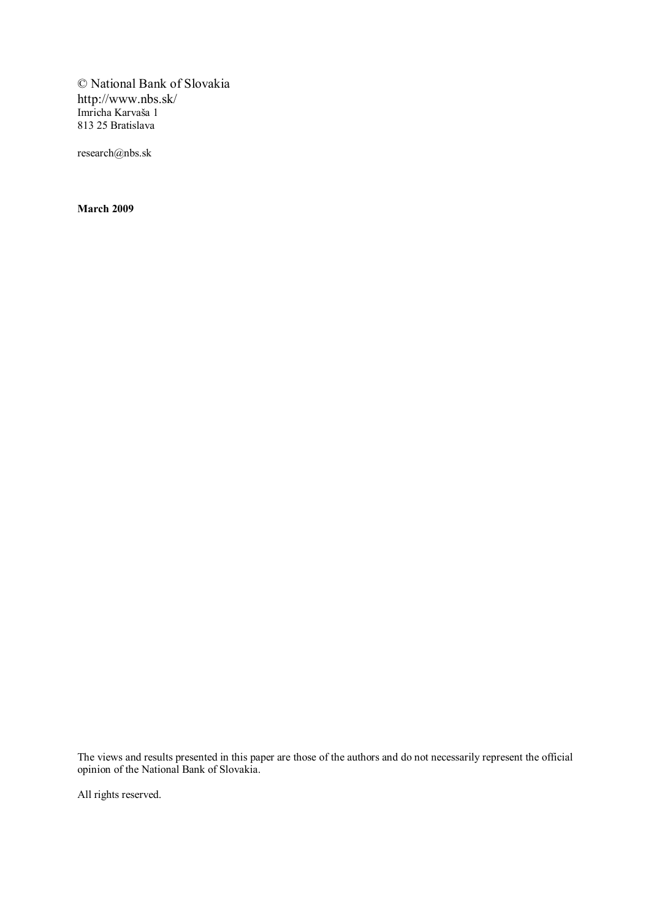© National Bank of Slovakia
http://www.nbs.sk/
Imricha Karvaša 1
813 25 Bratislava

research@nbs.sk

**March 2009**

The views and results presented in this paper are those of the authors and do not necessarily represent the official opinion of the National Bank of Slovakia.

All rights reserved.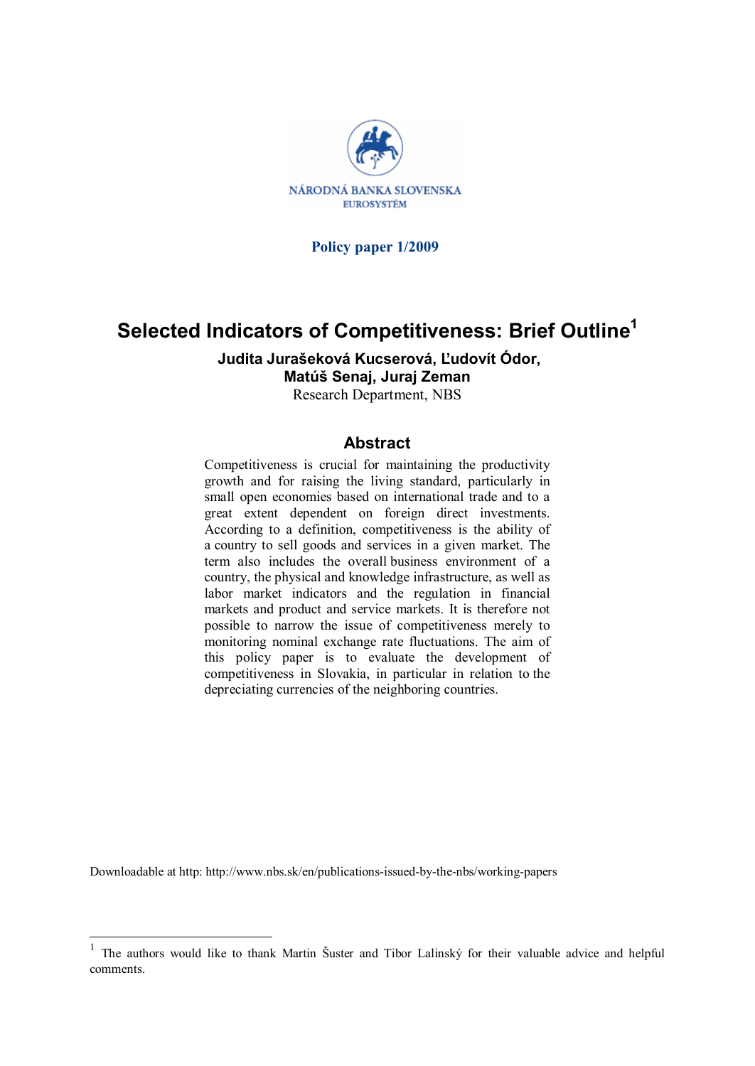NÁRODNÁ BANKA SLOVENSKA
EUROSYSTÉM

**Policy paper 1/2009**

# Selected Indicators of Competitiveness: Brief Outline[1]

**Judita Jurašeková Kucserová, Ľudovít Ódor, Matúš Senaj, Juraj Zeman**
Research Department, NBS

## Abstract

Competitiveness is crucial for maintaining the productivity growth and for raising the living standard, particularly in small open economies based on international trade and to a great extent dependent on foreign direct investments. According to a definition, competitiveness is the ability of a country to sell goods and services in a given market. The term also includes the overall business environment of a country, the physical and knowledge infrastructure, as well as labor market indicators and the regulation in financial markets and product and service markets. It is therefore not possible to narrow the issue of competitiveness merely to monitoring nominal exchange rate fluctuations. The aim of this policy paper is to evaluate the development of competitiveness in Slovakia, in particular in relation to the depreciating currencies of the neighboring countries.

Downloadable at http: http://www.nbs.sk/en/publications-issued-by-the-nbs/working-papers

[1] The authors would like to thank Martin Šuster and Tibor Lalinský for their valuable advice and helpful comments.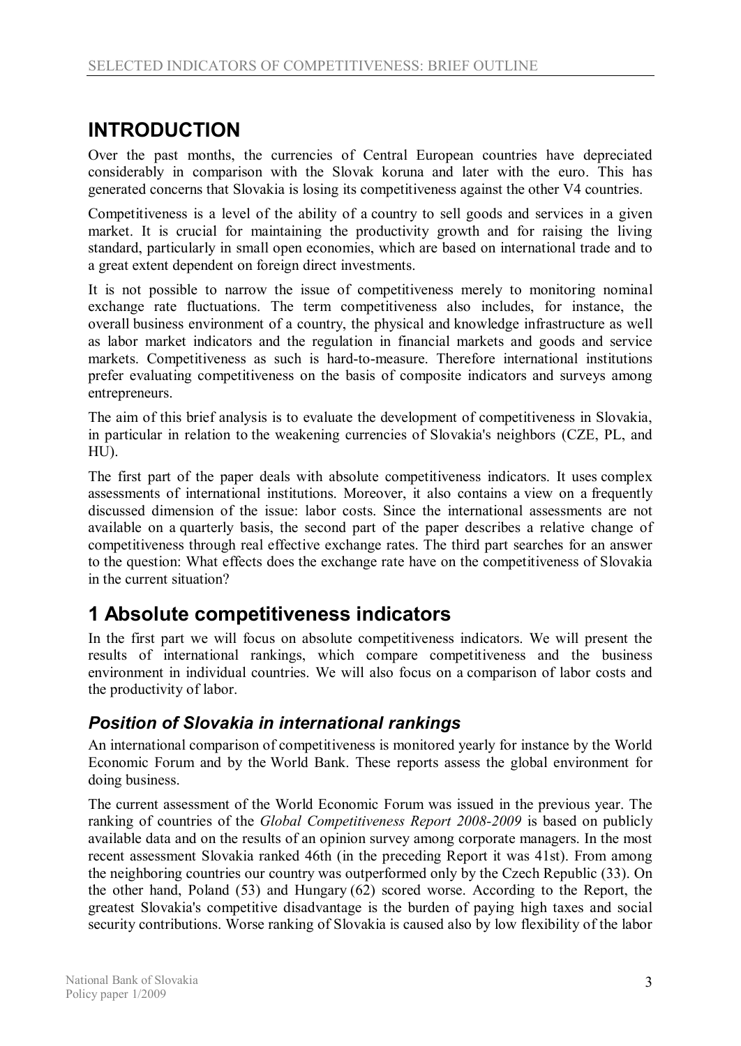# INTRODUCTION

Over the past months, the currencies of Central European countries have depreciated considerably in comparison with the Slovak koruna and later with the euro. This has generated concerns that Slovakia is losing its competitiveness against the other V4 countries.

Competitiveness is a level of the ability of a country to sell goods and services in a given market. It is crucial for maintaining the productivity growth and for raising the living standard, particularly in small open economies, which are based on international trade and to a great extent dependent on foreign direct investments.

It is not possible to narrow the issue of competitiveness merely to monitoring nominal exchange rate fluctuations. The term competitiveness also includes, for instance, the overall business environment of a country, the physical and knowledge infrastructure as well as labor market indicators and the regulation in financial markets and goods and service markets. Competitiveness as such is hard-to-measure. Therefore international institutions prefer evaluating competitiveness on the basis of composite indicators and surveys among entrepreneurs.

The aim of this brief analysis is to evaluate the development of competitiveness in Slovakia, in particular in relation to the weakening currencies of Slovakia's neighbors (CZE, PL, and HU).

The first part of the paper deals with absolute competitiveness indicators. It uses complex assessments of international institutions. Moreover, it also contains a view on a frequently discussed dimension of the issue: labor costs. Since the international assessments are not available on a quarterly basis, the second part of the paper describes a relative change of competitiveness through real effective exchange rates. The third part searches for an answer to the question: What effects does the exchange rate have on the competitiveness of Slovakia in the current situation?

# 1 Absolute competitiveness indicators

In the first part we will focus on absolute competitiveness indicators. We will present the results of international rankings, which compare competitiveness and the business environment in individual countries. We will also focus on a comparison of labor costs and the productivity of labor.

## *Position of Slovakia in international rankings*

An international comparison of competitiveness is monitored yearly for instance by the World Economic Forum and by the World Bank. These reports assess the global environment for doing business.

The current assessment of the World Economic Forum was issued in the previous year. The ranking of countries of the *Global Competitiveness Report 2008-2009* is based on publicly available data and on the results of an opinion survey among corporate managers. In the most recent assessment Slovakia ranked 46th (in the preceding Report it was 41st). From among the neighboring countries our country was outperformed only by the Czech Republic (33). On the other hand, Poland (53) and Hungary (62) scored worse. According to the Report, the greatest Slovakia's competitive disadvantage is the burden of paying high taxes and social security contributions. Worse ranking of Slovakia is caused also by low flexibility of the labor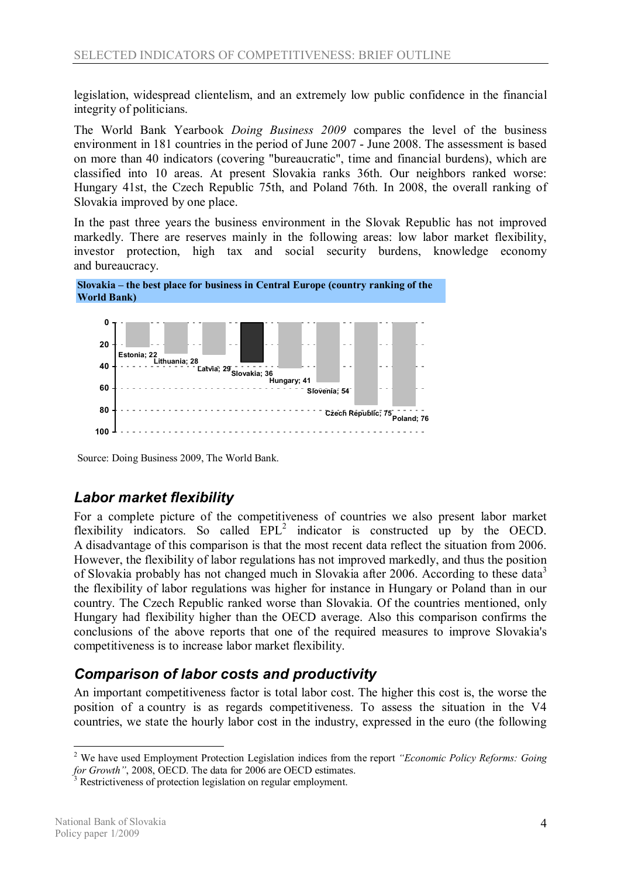legislation, widespread clientelism, and an extremely low public confidence in the financial integrity of politicians.

The World Bank Yearbook *Doing Business 2009* compares the level of the business environment in 181 countries in the period of June 2007 - June 2008. The assessment is based on more than 40 indicators (covering "bureaucratic", time and financial burdens), which are classified into 10 areas. At present Slovakia ranks 36th. Our neighbors ranked worse: Hungary 41st, the Czech Republic 75th, and Poland 76th. In 2008, the overall ranking of Slovakia improved by one place.

In the past three years the business environment in the Slovak Republic has not improved markedly. There are reserves mainly in the following areas: low labor market flexibility, investor protection, high tax and social security burdens, knowledge economy and bureaucracy.

**Slovakia – the best place for business in Central Europe (country ranking of the World Bank)**

| Country | Ranking |
|---|---|
| Estonia | 22 |
| Lithuania | 28 |
| Latvia | 29 |
| Slovakia | 36 |
| Hungary | 41 |
| Slovenia | 54 |
| Czech Republic | 75 |
| Poland | 76 |

Source: Doing Business 2009, The World Bank.

## *Labor market flexibility*

For a complete picture of the competitiveness of countries we also present labor market flexibility indicators. So called EPL[2] indicator is constructed up by the OECD. A disadvantage of this comparison is that the most recent data reflect the situation from 2006. However, the flexibility of labor regulations has not improved markedly, and thus the position of Slovakia probably has not changed much in Slovakia after 2006. According to these data[3] the flexibility of labor regulations was higher for instance in Hungary or Poland than in our country. The Czech Republic ranked worse than Slovakia. Of the countries mentioned, only Hungary had flexibility higher than the OECD average. Also this comparison confirms the conclusions of the above reports that one of the required measures to improve Slovakia's competitiveness is to increase labor market flexibility.

## *Comparison of labor costs and productivity*

An important competitiveness factor is total labor cost. The higher this cost is, the worse the position of a country is as regards competitiveness. To assess the situation in the V4 countries, we state the hourly labor cost in the industry, expressed in the euro (the following

---

[2] We have used Employment Protection Legislation indices from the report *"Economic Policy Reforms: Going for Growth"*, 2008, OECD. The data for 2006 are OECD estimates.

[3] Restrictiveness of protection legislation on regular employment.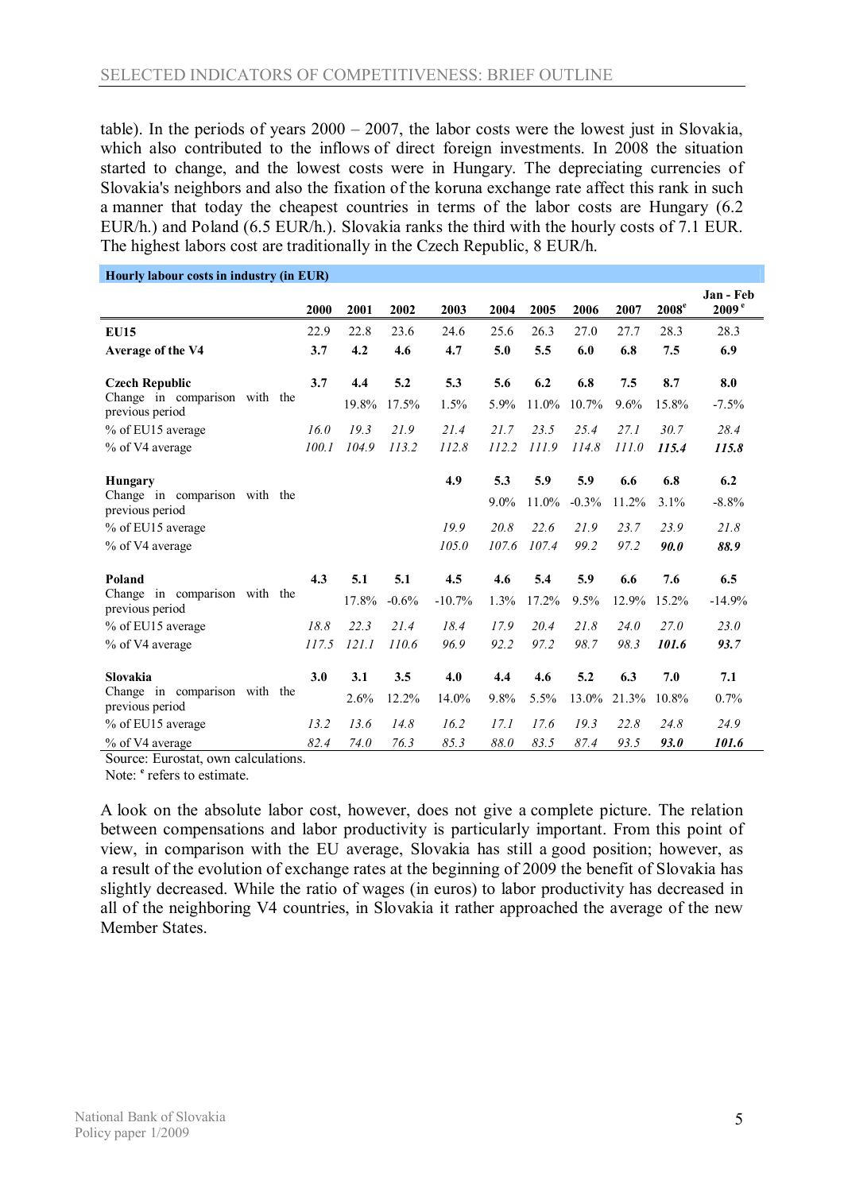table). In the periods of years 2000 – 2007, the labor costs were the lowest just in Slovakia, which also contributed to the inflows of direct foreign investments. In 2008 the situation started to change, and the lowest costs were in Hungary. The depreciating currencies of Slovakia's neighbors and also the fixation of the koruna exchange rate affect this rank in such a manner that today the cheapest countries in terms of the labor costs are Hungary (6.2 EUR/h.) and Poland (6.5 EUR/h.). Slovakia ranks the third with the hourly costs of 7.1 EUR. The highest labors cost are traditionally in the Czech Republic, 8 EUR/h.

**Hourly labour costs in industry (in EUR)**

| | 2000 | 2001 | 2002 | 2003 | 2004 | 2005 | 2006 | 2007 | 2008[e] | Jan - Feb 2009[e] |
|---|---|---|---|---|---|---|---|---|---|---|
| **EU15** | 22.9 | 22.8 | 23.6 | 24.6 | 25.6 | 26.3 | 27.0 | 27.7 | 28.3 | 28.3 |
| **Average of the V4** | **3.7** | **4.2** | **4.6** | **4.7** | **5.0** | **5.5** | **6.0** | **6.8** | **7.5** | **6.9** |
| | | | | | | | | | | |
| **Czech Republic** | **3.7** | **4.4** | **5.2** | **5.3** | **5.6** | **6.2** | **6.8** | **7.5** | **8.7** | **8.0** |
| Change in comparison with the previous period | | 19.8% | 17.5% | 1.5% | 5.9% | 11.0% | 10.7% | 9.6% | 15.8% | -7.5% |
| % of EU15 average | *16.0* | *19.3* | *21.9* | *21.4* | *21.7* | *23.5* | *25.4* | *27.1* | *30.7* | *28.4* |
| % of V4 average | *100.1* | *104.9* | *113.2* | *112.8* | *112.2* | *111.9* | *114.8* | *111.0* | ***115.4*** | ***115.8*** |
| | | | | | | | | | | |
| **Hungary** | | | | **4.9** | **5.3** | **5.9** | **5.9** | **6.6** | **6.8** | **6.2** |
| Change in comparison with the previous period | | | | | 9.0% | 11.0% | -0.3% | 11.2% | 3.1% | -8.8% |
| % of EU15 average | | | | *19.9* | *20.8* | *22.6* | *21.9* | *23.7* | *23.9* | *21.8* |
| % of V4 average | | | | *105.0* | *107.6* | *107.4* | *99.2* | *97.2* | ***90.0*** | ***88.9*** |
| | | | | | | | | | | |
| **Poland** | **4.3** | **5.1** | **5.1** | **4.5** | **4.6** | **5.4** | **5.9** | **6.6** | **7.6** | **6.5** |
| Change in comparison with the previous period | | 17.8% | -0.6% | -10.7% | 1.3% | 17.2% | 9.5% | 12.9% | 15.2% | -14.9% |
| % of EU15 average | *18.8* | *22.3* | *21.4* | *18.4* | *17.9* | *20.4* | *21.8* | *24.0* | *27.0* | *23.0* |
| % of V4 average | *117.5* | *121.1* | *110.6* | *96.9* | *92.2* | *97.2* | *98.7* | *98.3* | ***101.6*** | ***93.7*** |
| | | | | | | | | | | |
| **Slovakia** | **3.0** | **3.1** | **3.5** | **4.0** | **4.4** | **4.6** | **5.2** | **6.3** | **7.0** | **7.1** |
| Change in comparison with the previous period | | 2.6% | 12.2% | 14.0% | 9.8% | 5.5% | 13.0% | 21.3% | 10.8% | 0.7% |
| % of EU15 average | *13.2* | *13.6* | *14.8* | *16.2* | *17.1* | *17.6* | *19.3* | *22.8* | *24.8* | *24.9* |
| % of V4 average | *82.4* | *74.0* | *76.3* | *85.3* | *88.0* | *83.5* | *87.4* | *93.5* | ***93.0*** | ***101.6*** |

Source: Eurostat, own calculations.

Note: [e] refers to estimate.

A look on the absolute labor cost, however, does not give a complete picture. The relation between compensations and labor productivity is particularly important. From this point of view, in comparison with the EU average, Slovakia has still a good position; however, as a result of the evolution of exchange rates at the beginning of 2009 the benefit of Slovakia has slightly decreased. While the ratio of wages (in euros) to labor productivity has decreased in all of the neighboring V4 countries, in Slovakia it rather approached the average of the new Member States.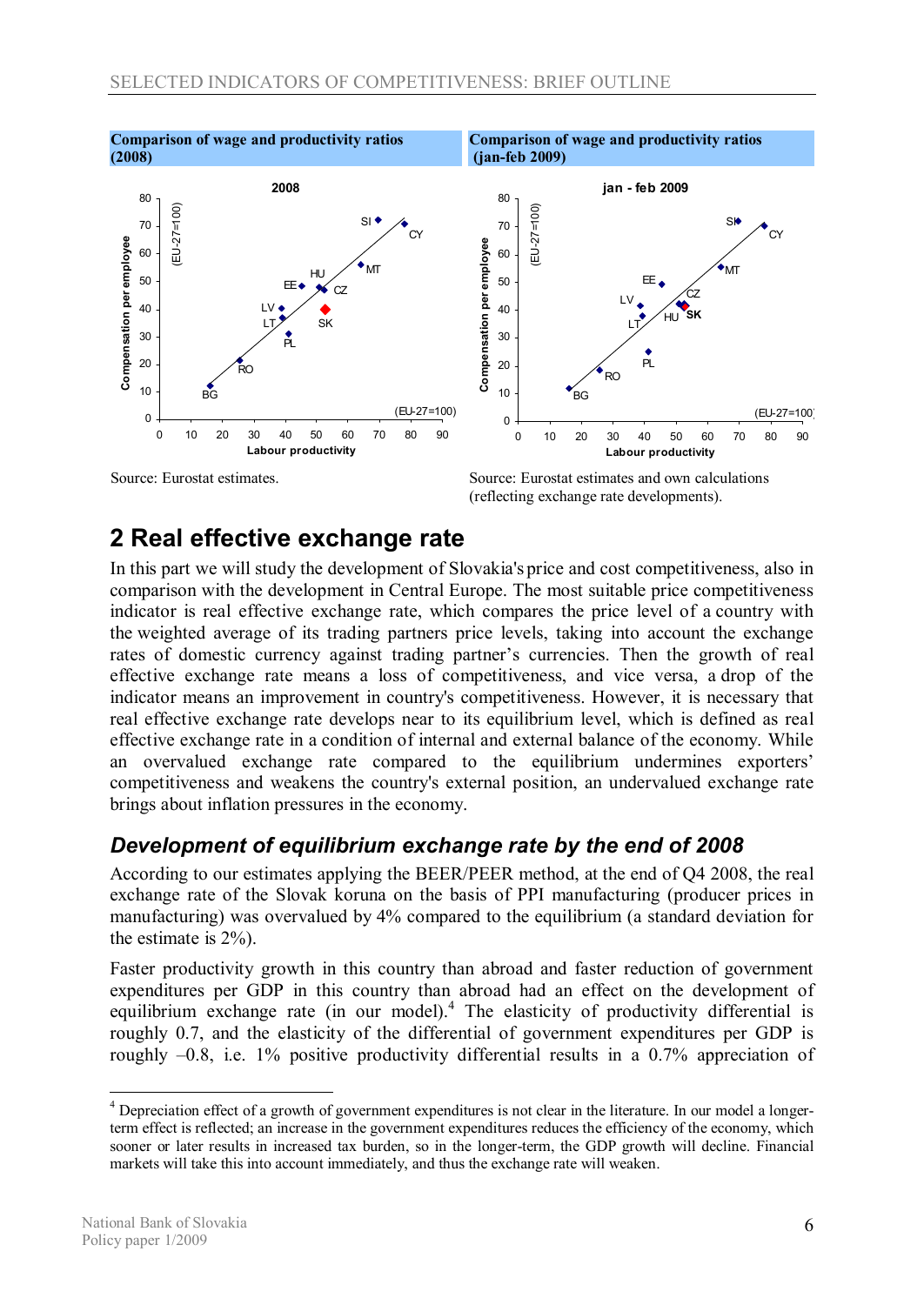**Comparison of wage and productivity ratios (2008)**

Source: Eurostat estimates.

**Comparison of wage and productivity ratios (jan-feb 2009)**

Source: Eurostat estimates and own calculations (reflecting exchange rate developments).

## 2 Real effective exchange rate

In this part we will study the development of Slovakia's price and cost competitiveness, also in comparison with the development in Central Europe. The most suitable price competitiveness indicator is real effective exchange rate, which compares the price level of a country with the weighted average of its trading partners price levels, taking into account the exchange rates of domestic currency against trading partner's currencies. Then the growth of real effective exchange rate means a loss of competitiveness, and vice versa, a drop of the indicator means an improvement in country's competitiveness. However, it is necessary that real effective exchange rate develops near to its equilibrium level, which is defined as real effective exchange rate in a condition of internal and external balance of the economy. While an overvalued exchange rate compared to the equilibrium undermines exporters' competitiveness and weakens the country's external position, an undervalued exchange rate brings about inflation pressures in the economy.

### *Development of equilibrium exchange rate by the end of 2008*

According to our estimates applying the BEER/PEER method, at the end of Q4 2008, the real exchange rate of the Slovak koruna on the basis of PPI manufacturing (producer prices in manufacturing) was overvalued by 4% compared to the equilibrium (a standard deviation for the estimate is 2%).

Faster productivity growth in this country than abroad and faster reduction of government expenditures per GDP in this country than abroad had an effect on the development of equilibrium exchange rate (in our model).[4] The elasticity of productivity differential is roughly 0.7, and the elasticity of the differential of government expenditures per GDP is roughly –0.8, i.e. 1% positive productivity differential results in a 0.7% appreciation of

[4] Depreciation effect of a growth of government expenditures is not clear in the literature. In our model a longer-term effect is reflected; an increase in the government expenditures reduces the efficiency of the economy, which sooner or later results in increased tax burden, so in the longer-term, the GDP growth will decline. Financial markets will take this into account immediately, and thus the exchange rate will weaken.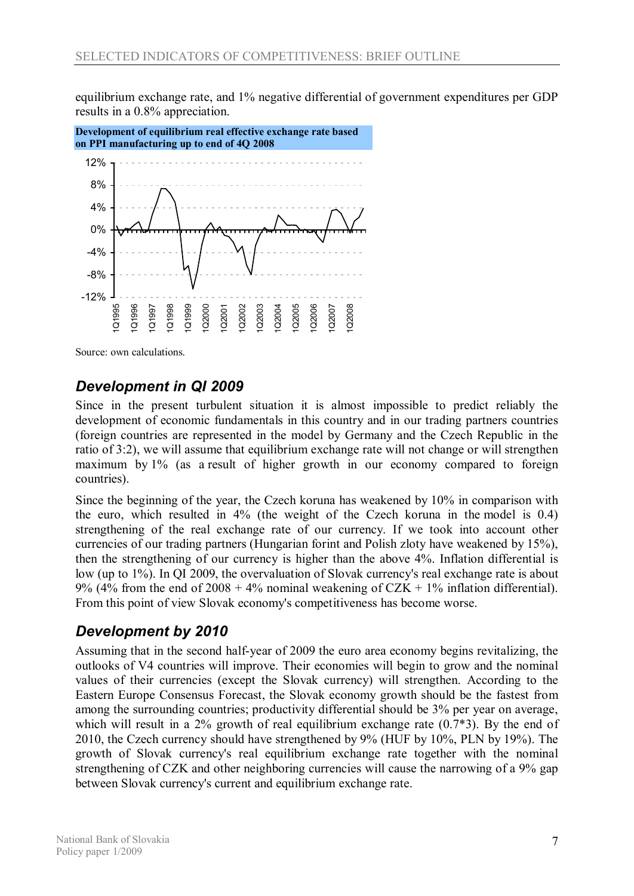equilibrium exchange rate, and 1% negative differential of government expenditures per GDP results in a 0.8% appreciation.

**Development of equilibrium real effective exchange rate based on PPI manufacturing up to end of 4Q 2008**

Source: own calculations.

## *Development in QI 2009*

Since in the present turbulent situation it is almost impossible to predict reliably the development of economic fundamentals in this country and in our trading partners countries (foreign countries are represented in the model by Germany and the Czech Republic in the ratio of 3:2), we will assume that equilibrium exchange rate will not change or will strengthen maximum by 1% (as a result of higher growth in our economy compared to foreign countries).

Since the beginning of the year, the Czech koruna has weakened by 10% in comparison with the euro, which resulted in 4% (the weight of the Czech koruna in the model is 0.4) strengthening of the real exchange rate of our currency. If we took into account other currencies of our trading partners (Hungarian forint and Polish zloty have weakened by 15%), then the strengthening of our currency is higher than the above 4%. Inflation differential is low (up to 1%). In QI 2009, the overvaluation of Slovak currency's real exchange rate is about 9% (4% from the end of 2008 + 4% nominal weakening of CZK + 1% inflation differential). From this point of view Slovak economy's competitiveness has become worse.

## *Development by 2010*

Assuming that in the second half-year of 2009 the euro area economy begins revitalizing, the outlooks of V4 countries will improve. Their economies will begin to grow and the nominal values of their currencies (except the Slovak currency) will strengthen. According to the Eastern Europe Consensus Forecast, the Slovak economy growth should be the fastest from among the surrounding countries; productivity differential should be 3% per year on average, which will result in a 2% growth of real equilibrium exchange rate (0.7*3). By the end of 2010, the Czech currency should have strengthened by 9% (HUF by 10%, PLN by 19%). The growth of Slovak currency's real equilibrium exchange rate together with the nominal strengthening of CZK and other neighboring currencies will cause the narrowing of a 9% gap between Slovak currency's current and equilibrium exchange rate.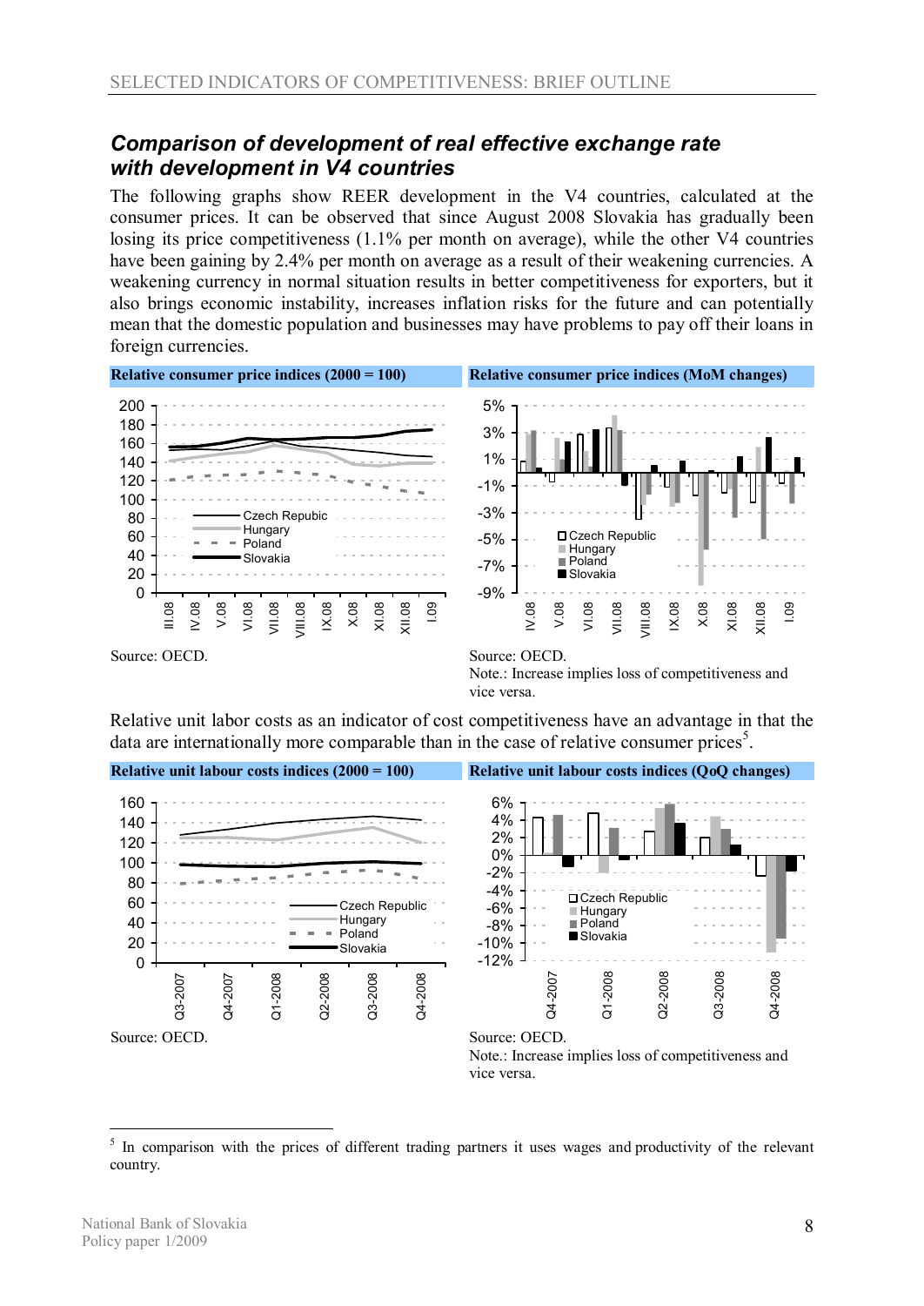## *Comparison of development of real effective exchange rate with development in V4 countries*

The following graphs show REER development in the V4 countries, calculated at the consumer prices. It can be observed that since August 2008 Slovakia has gradually been losing its price competitiveness (1.1% per month on average), while the other V4 countries have been gaining by 2.4% per month on average as a result of their weakening currencies. A weakening currency in normal situation results in better competitiveness for exporters, but it also brings economic instability, increases inflation risks for the future and can potentially mean that the domestic population and businesses may have problems to pay off their loans in foreign currencies.

**Relative consumer price indices (2000 = 100)**

Source: OECD.

**Relative consumer price indices (MoM changes)**

Source: OECD.
Note.: Increase implies loss of competitiveness and vice versa.

Relative unit labor costs as an indicator of cost competitiveness have an advantage in that the data are internationally more comparable than in the case of relative consumer prices[5].

**Relative unit labour costs indices (2000 = 100)**

Source: OECD.

**Relative unit labour costs indices (QoQ changes)**

Source: OECD.
Note.: Increase implies loss of competitiveness and vice versa.

[5] In comparison with the prices of different trading partners it uses wages and productivity of the relevant country.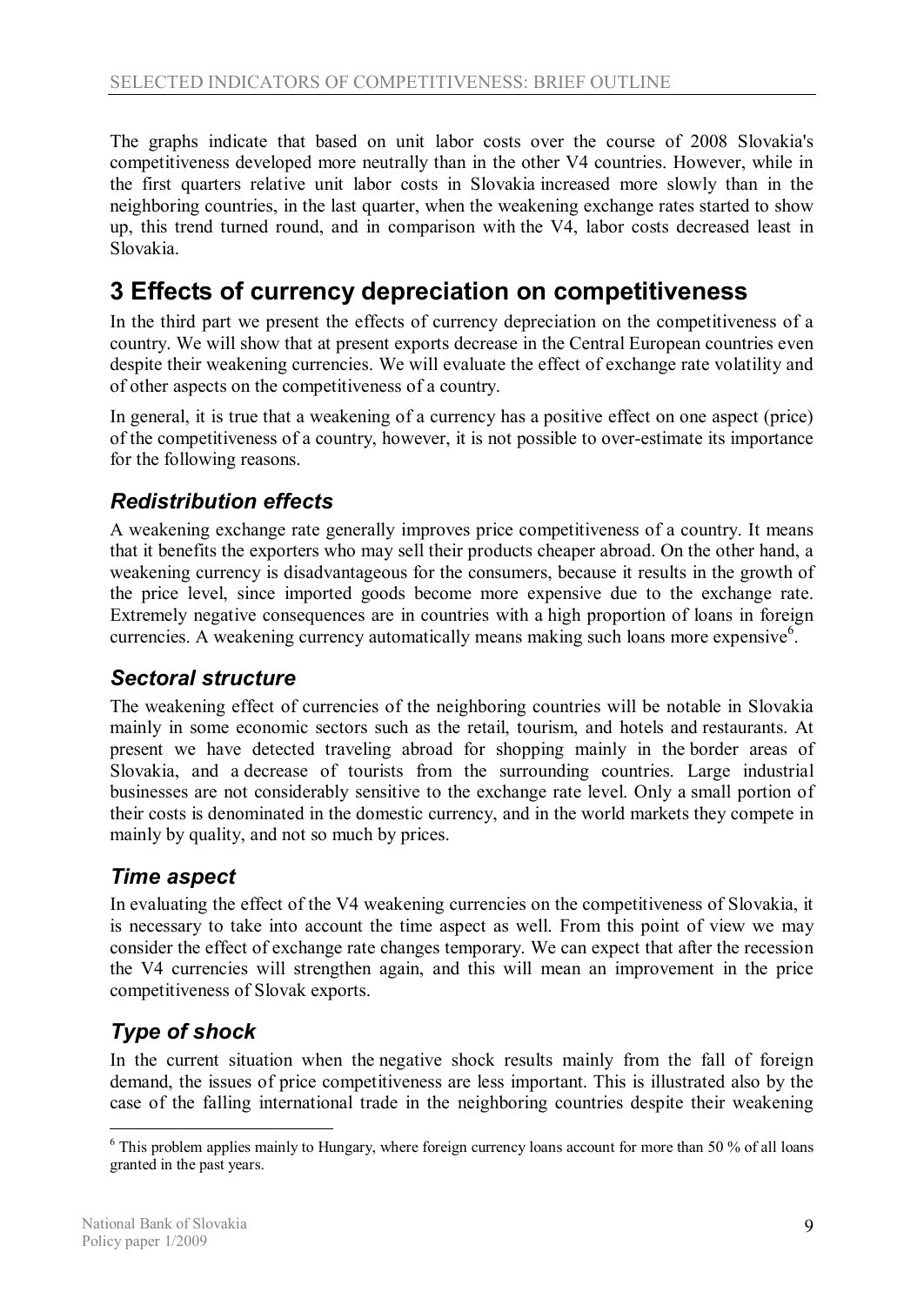The graphs indicate that based on unit labor costs over the course of 2008 Slovakia's competitiveness developed more neutrally than in the other V4 countries. However, while in the first quarters relative unit labor costs in Slovakia increased more slowly than in the neighboring countries, in the last quarter, when the weakening exchange rates started to show up, this trend turned round, and in comparison with the V4, labor costs decreased least in Slovakia.

# 3 Effects of currency depreciation on competitiveness

In the third part we present the effects of currency depreciation on the competitiveness of a country. We will show that at present exports decrease in the Central European countries even despite their weakening currencies. We will evaluate the effect of exchange rate volatility and of other aspects on the competitiveness of a country.

In general, it is true that a weakening of a currency has a positive effect on one aspect (price) of the competitiveness of a country, however, it is not possible to over-estimate its importance for the following reasons.

## *Redistribution effects*

A weakening exchange rate generally improves price competitiveness of a country. It means that it benefits the exporters who may sell their products cheaper abroad. On the other hand, a weakening currency is disadvantageous for the consumers, because it results in the growth of the price level, since imported goods become more expensive due to the exchange rate. Extremely negative consequences are in countries with a high proportion of loans in foreign currencies. A weakening currency automatically means making such loans more expensive[6].

## *Sectoral structure*

The weakening effect of currencies of the neighboring countries will be notable in Slovakia mainly in some economic sectors such as the retail, tourism, and hotels and restaurants. At present we have detected traveling abroad for shopping mainly in the border areas of Slovakia, and a decrease of tourists from the surrounding countries. Large industrial businesses are not considerably sensitive to the exchange rate level. Only a small portion of their costs is denominated in the domestic currency, and in the world markets they compete in mainly by quality, and not so much by prices.

## *Time aspect*

In evaluating the effect of the V4 weakening currencies on the competitiveness of Slovakia, it is necessary to take into account the time aspect as well. From this point of view we may consider the effect of exchange rate changes temporary. We can expect that after the recession the V4 currencies will strengthen again, and this will mean an improvement in the price competitiveness of Slovak exports.

## *Type of shock*

In the current situation when the negative shock results mainly from the fall of foreign demand, the issues of price competitiveness are less important. This is illustrated also by the case of the falling international trade in the neighboring countries despite their weakening

---

[6] This problem applies mainly to Hungary, where foreign currency loans account for more than 50 % of all loans granted in the past years.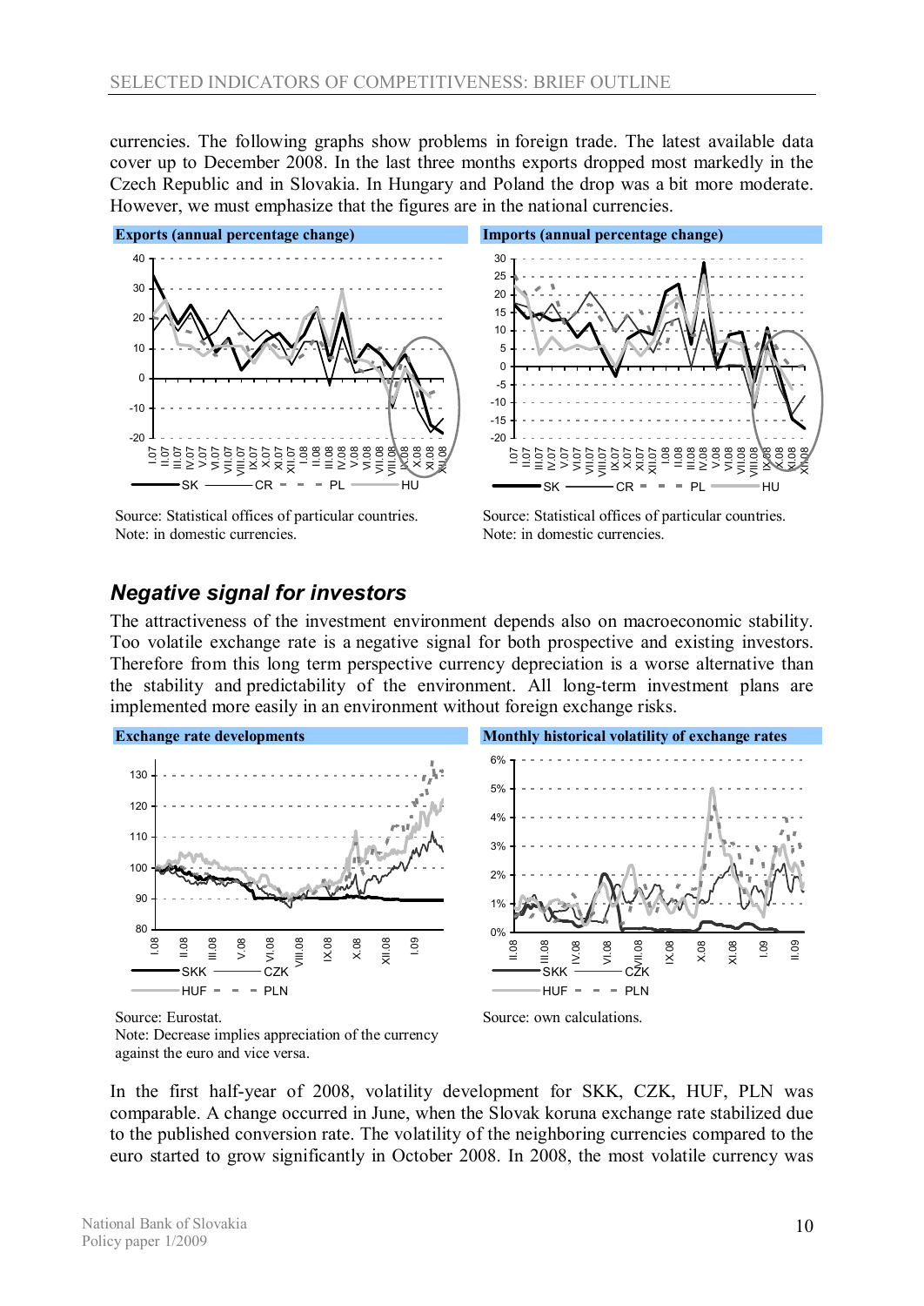currencies. The following graphs show problems in foreign trade. The latest available data cover up to December 2008. In the last three months exports dropped most markedly in the Czech Republic and in Slovakia. In Hungary and Poland the drop was a bit more moderate. However, we must emphasize that the figures are in the national currencies.

**Exports (annual percentage change)**

Source: Statistical offices of particular countries.
Note: in domestic currencies.

**Imports (annual percentage change)**

Source: Statistical offices of particular countries.
Note: in domestic currencies.

## *Negative signal for investors*

The attractiveness of the investment environment depends also on macroeconomic stability. Too volatile exchange rate is a negative signal for both prospective and existing investors. Therefore from this long term perspective currency depreciation is a worse alternative than the stability and predictability of the environment. All long-term investment plans are implemented more easily in an environment without foreign exchange risks.

**Exchange rate developments**

Source: Eurostat.
Note: Decrease implies appreciation of the currency against the euro and vice versa.

**Monthly historical volatility of exchange rates**

Source: own calculations.

In the first half-year of 2008, volatility development for SKK, CZK, HUF, PLN was comparable. A change occurred in June, when the Slovak koruna exchange rate stabilized due to the published conversion rate. The volatility of the neighboring currencies compared to the euro started to grow significantly in October 2008. In 2008, the most volatile currency was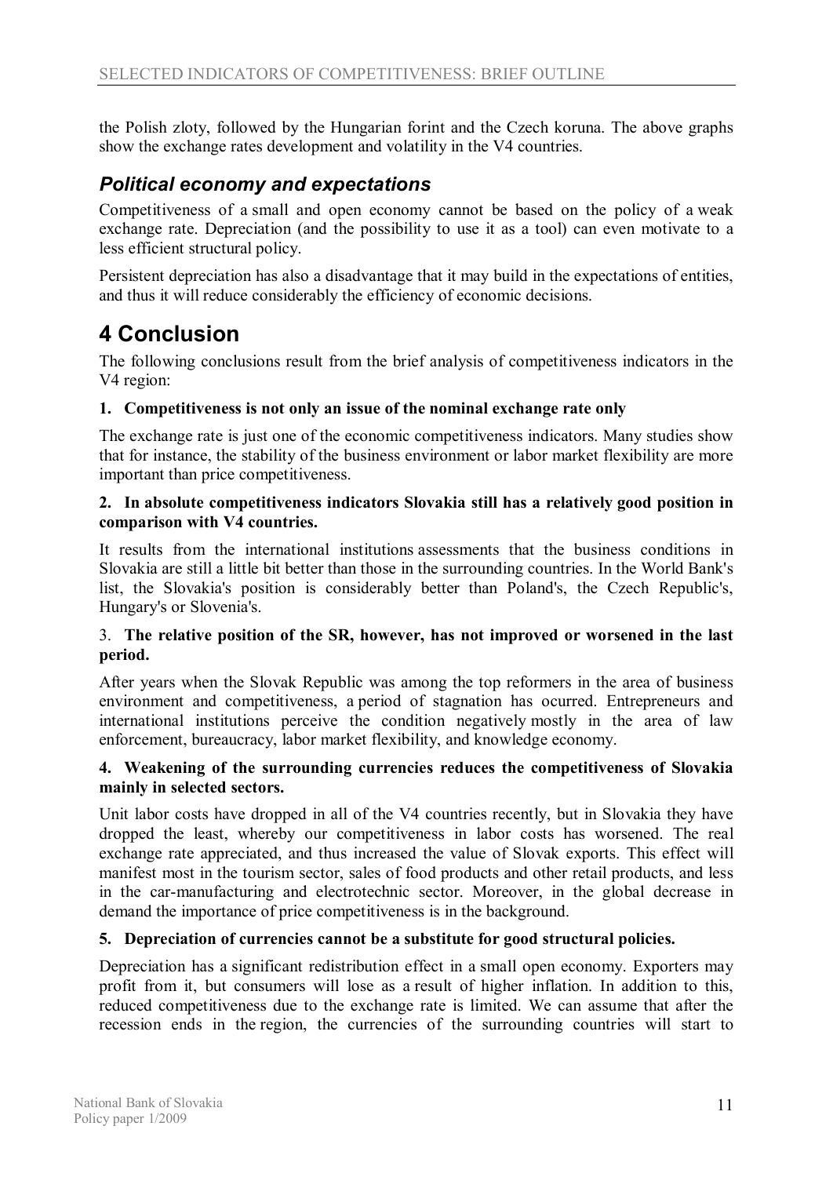the Polish zloty, followed by the Hungarian forint and the Czech koruna. The above graphs show the exchange rates development and volatility in the V4 countries.

## *Political economy and expectations*

Competitiveness of a small and open economy cannot be based on the policy of a weak exchange rate. Depreciation (and the possibility to use it as a tool) can even motivate to a less efficient structural policy.

Persistent depreciation has also a disadvantage that it may build in the expectations of entities, and thus it will reduce considerably the efficiency of economic decisions.

# 4 Conclusion

The following conclusions result from the brief analysis of competitiveness indicators in the V4 region:

**1. Competitiveness is not only an issue of the nominal exchange rate only**

The exchange rate is just one of the economic competitiveness indicators. Many studies show that for instance, the stability of the business environment or labor market flexibility are more important than price competitiveness.

**2. In absolute competitiveness indicators Slovakia still has a relatively good position in comparison with V4 countries.**

It results from the international institutions assessments that the business conditions in Slovakia are still a little bit better than those in the surrounding countries. In the World Bank's list, the Slovakia's position is considerably better than Poland's, the Czech Republic's, Hungary's or Slovenia's.

3. **The relative position of the SR, however, has not improved or worsened in the last period.**

After years when the Slovak Republic was among the top reformers in the area of business environment and competitiveness, a period of stagnation has ocurred. Entrepreneurs and international institutions perceive the condition negatively mostly in the area of law enforcement, bureaucracy, labor market flexibility, and knowledge economy.

**4. Weakening of the surrounding currencies reduces the competitiveness of Slovakia mainly in selected sectors.**

Unit labor costs have dropped in all of the V4 countries recently, but in Slovakia they have dropped the least, whereby our competitiveness in labor costs has worsened. The real exchange rate appreciated, and thus increased the value of Slovak exports. This effect will manifest most in the tourism sector, sales of food products and other retail products, and less in the car-manufacturing and electrotechnic sector. Moreover, in the global decrease in demand the importance of price competitiveness is in the background.

**5. Depreciation of currencies cannot be a substitute for good structural policies.**

Depreciation has a significant redistribution effect in a small open economy. Exporters may profit from it, but consumers will lose as a result of higher inflation. In addition to this, reduced competitiveness due to the exchange rate is limited. We can assume that after the recession ends in the region, the currencies of the surrounding countries will start to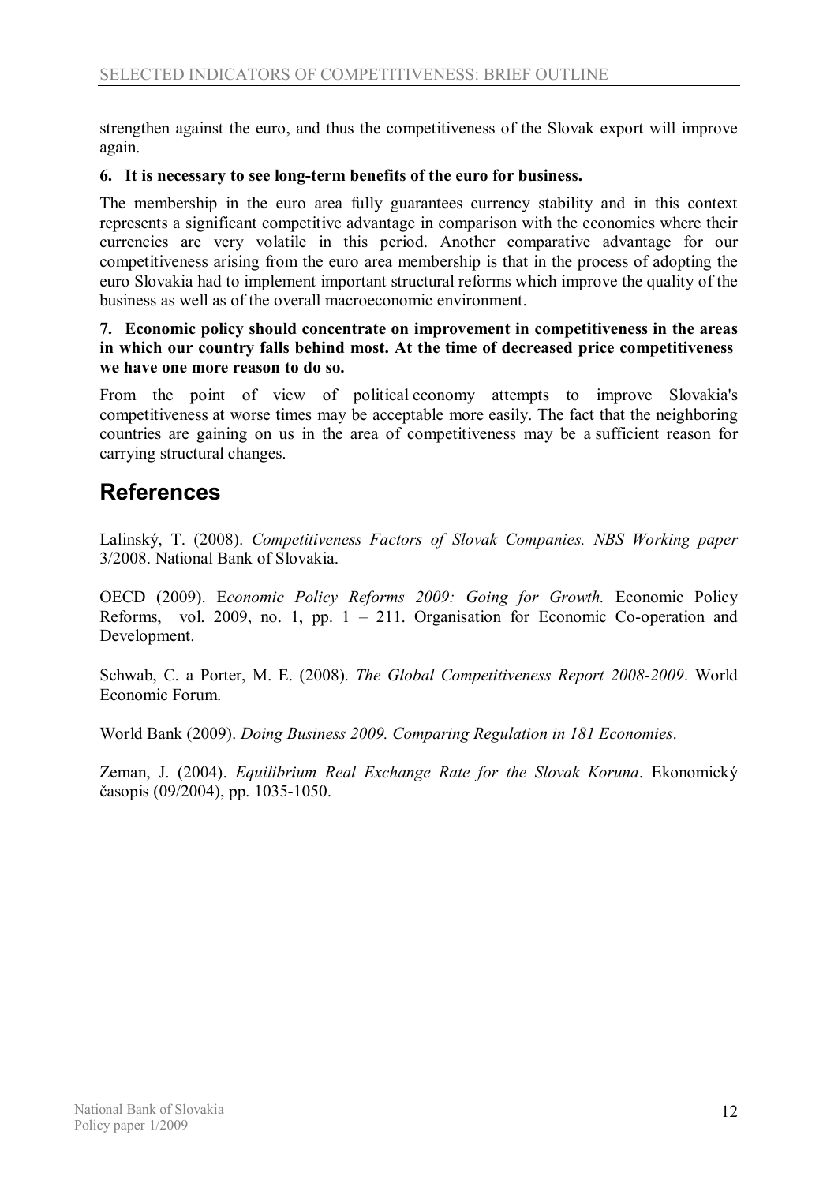strengthen against the euro, and thus the competitiveness of the Slovak export will improve again.

**6. It is necessary to see long-term benefits of the euro for business.**

The membership in the euro area fully guarantees currency stability and in this context represents a significant competitive advantage in comparison with the economies where their currencies are very volatile in this period. Another comparative advantage for our competitiveness arising from the euro area membership is that in the process of adopting the euro Slovakia had to implement important structural reforms which improve the quality of the business as well as of the overall macroeconomic environment.

**7. Economic policy should concentrate on improvement in competitiveness in the areas in which our country falls behind most. At the time of decreased price competitiveness we have one more reason to do so.**

From the point of view of political economy attempts to improve Slovakia's competitiveness at worse times may be acceptable more easily. The fact that the neighboring countries are gaining on us in the area of competitiveness may be a sufficient reason for carrying structural changes.

# References

Lalinský, T. (2008). *Competitiveness Factors of Slovak Companies. NBS Working paper* 3/2008. National Bank of Slovakia.

OECD (2009). E*conomic Policy Reforms 2009: Going for Growth.* Economic Policy Reforms, vol. 2009, no. 1, pp. 1 – 211. Organisation for Economic Co-operation and Development.

Schwab, C. a Porter, M. E. (2008). *The Global Competitiveness Report 2008-2009*. World Economic Forum.

World Bank (2009). *Doing Business 2009. Comparing Regulation in 181 Economies*.

Zeman, J. (2004). *Equilibrium Real Exchange Rate for the Slovak Koruna*. Ekonomický časopis (09/2004), pp. 1035-1050.